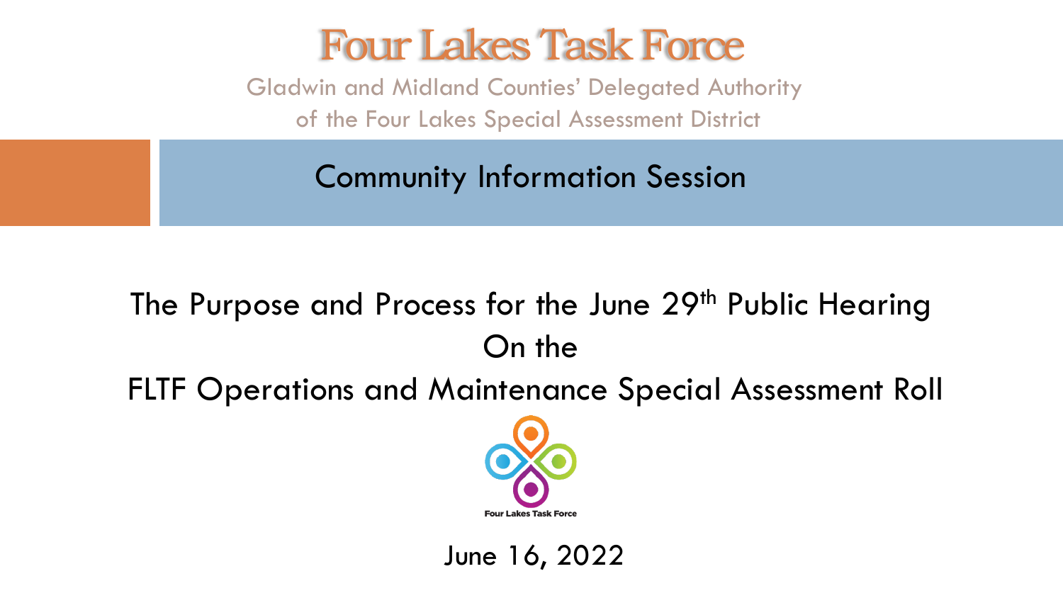# Four Lakes Task Force

Gladwin and Midland Counties' Delegated Authority of the Four Lakes Special Assessment District

## Community Information Session

The Purpose and Process for the June 29th Public Hearing On the FLTF Operations and Maintenance Special Assessment Roll

Four Lakes Task Force

June 16, 2022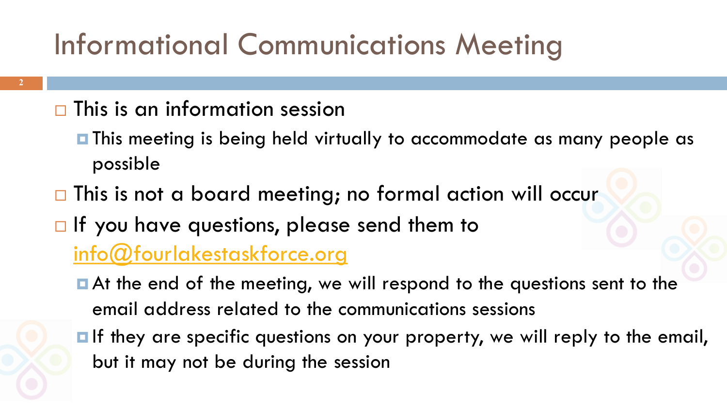# Informational Communications Meeting

- This is an information session
  - This meeting is being held virtually to accommodate as many people as possible
- This is not a board meeting; no formal action will occur
- If you have questions, please send them to [info@fourlakestaskforce.org](mailto:info@fourlakestaskforce.org)
  - At the end of the meeting, we will respond to the questions sent to the email address related to the communications sessions
  - If they are specific questions on your property, we will reply to the email, but it may not be during the session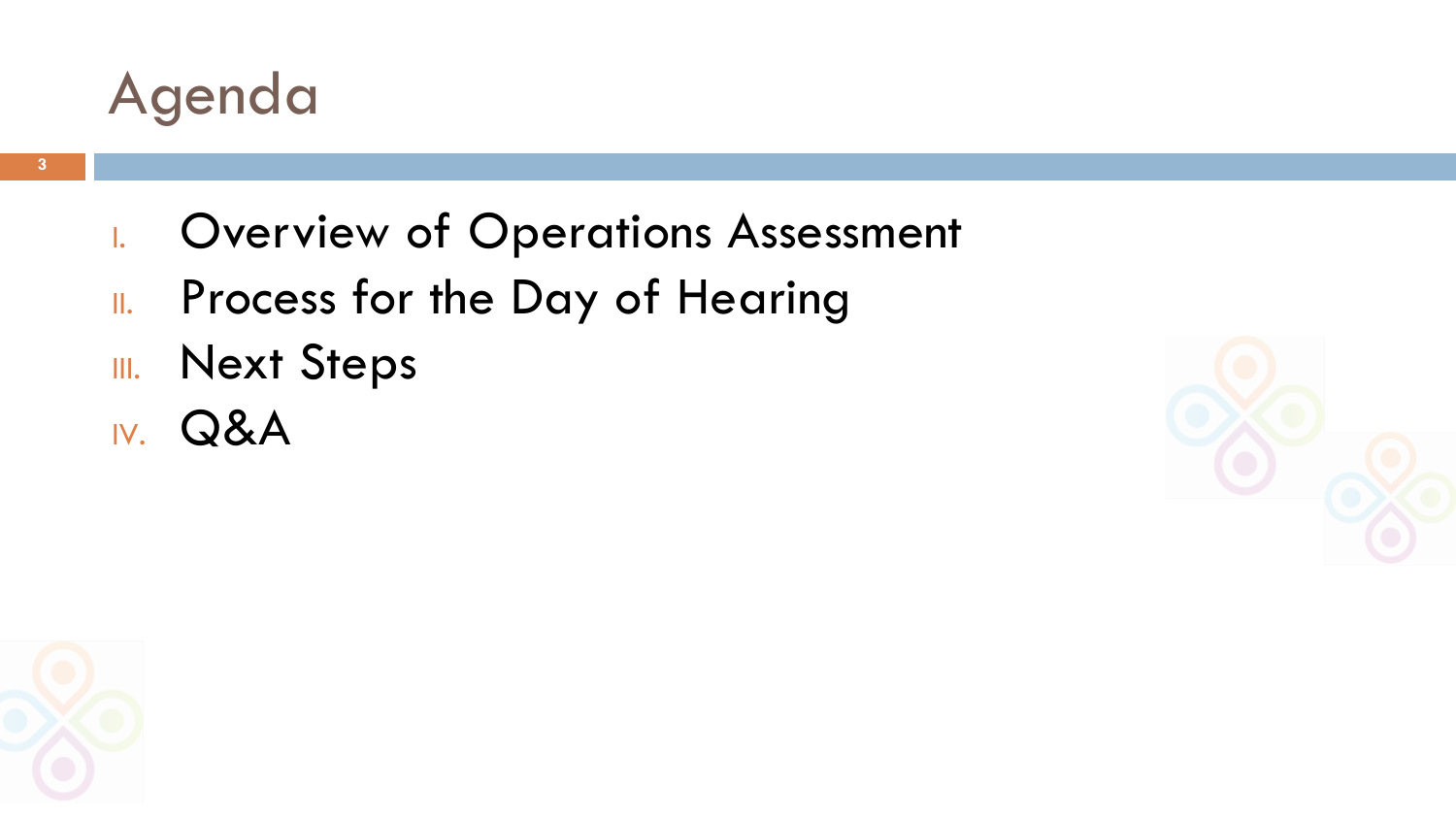# Agenda

I. Overview of Operations Assessment
II. Process for the Day of Hearing
III. Next Steps
IV. Q&A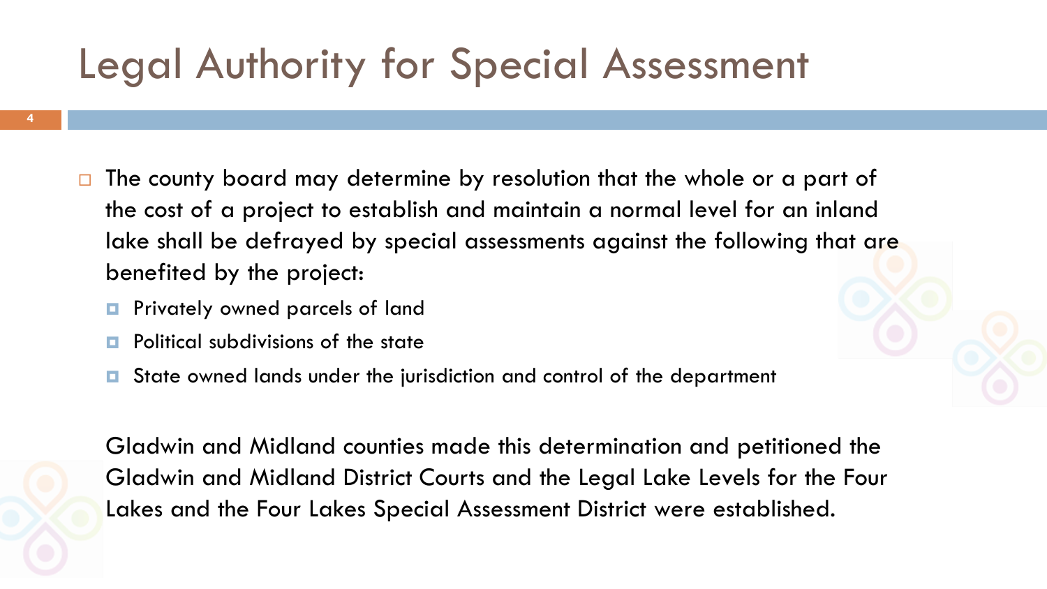# Legal Authority for Special Assessment

- The county board may determine by resolution that the whole or a part of the cost of a project to establish and maintain a normal level for an inland lake shall be defrayed by special assessments against the following that are benefited by the project:
  - Privately owned parcels of land
  - Political subdivisions of the state
  - State owned lands under the jurisdiction and control of the department

Gladwin and Midland counties made this determination and petitioned the Gladwin and Midland District Courts and the Legal Lake Levels for the Four Lakes and the Four Lakes Special Assessment District were established.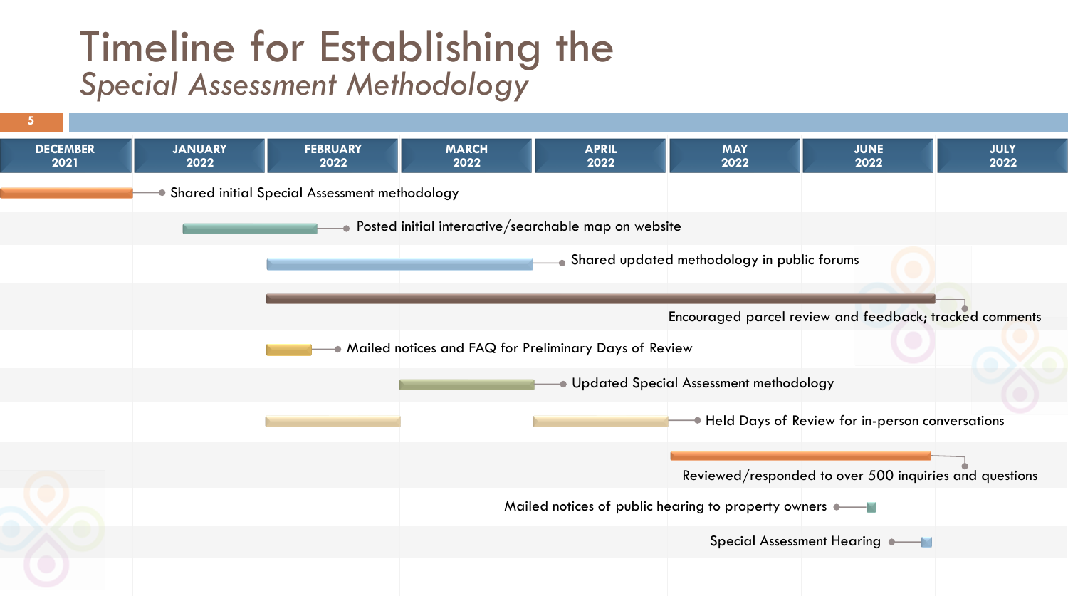# Timeline for Establishing the *Special Assessment Methodology*

| DECEMBER 2021 | JANUARY 2022 | FEBRUARY 2022 | MARCH 2022 | APRIL 2022 | MAY 2022 | JUNE 2022 | JULY 2022 |
|---|---|---|---|---|---|---|---|

- Shared initial Special Assessment methodology
- Posted initial interactive/searchable map on website
- Shared updated methodology in public forums
- Encouraged parcel review and feedback; tracked comments
- Mailed notices and FAQ for Preliminary Days of Review
- Updated Special Assessment methodology
- Held Days of Review for in-person conversations
- Reviewed/responded to over 500 inquiries and questions
- Mailed notices of public hearing to property owners
- Special Assessment Hearing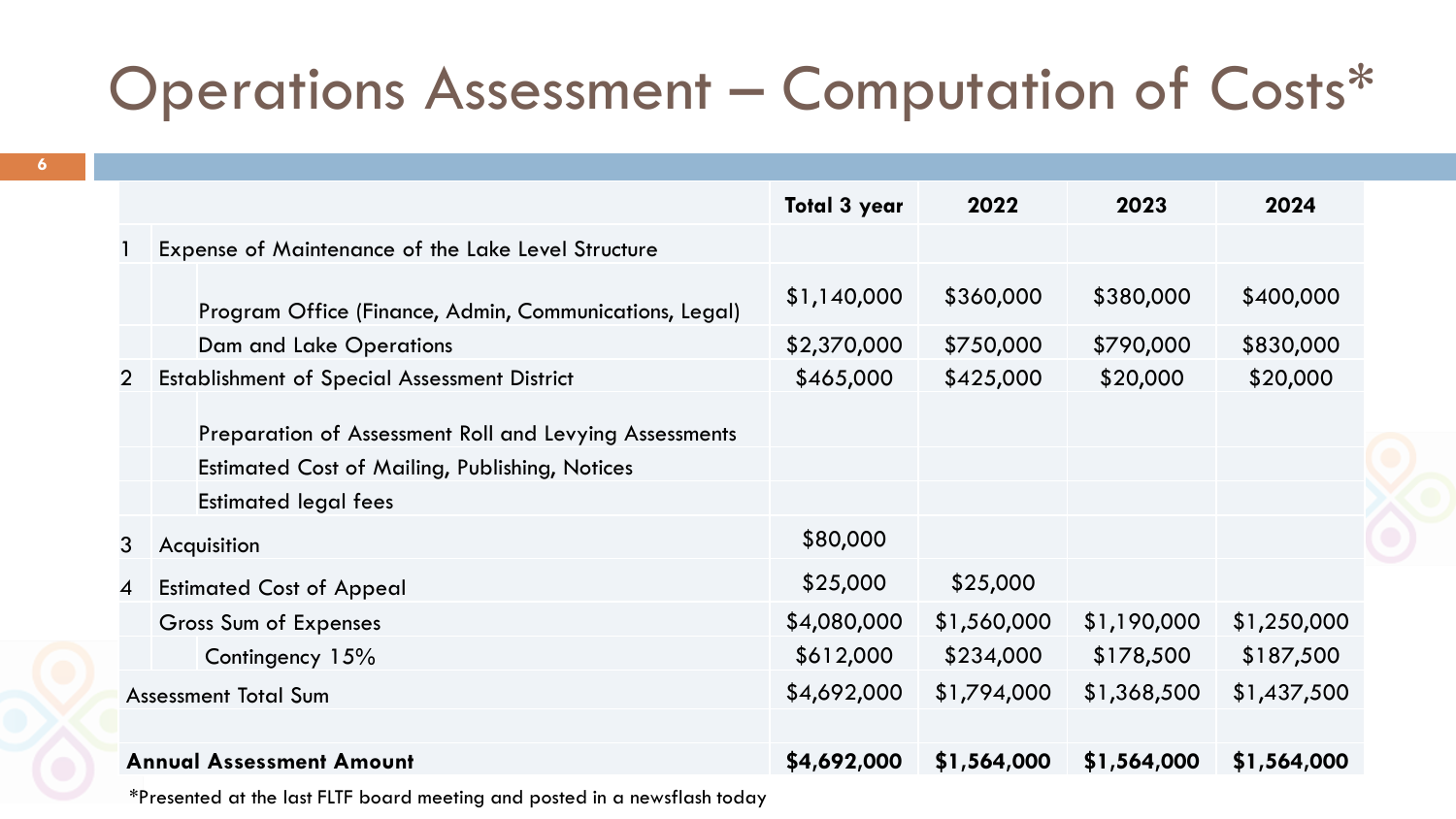# Operations Assessment – Computation of Costs*

| | | Total 3 year | 2022 | 2023 | 2024 |
|---|---|---|---|---|---|
| 1 | Expense of Maintenance of the Lake Level Structure | | | | |
| | Program Office (Finance, Admin, Communications, Legal) | $1,140,000 | $360,000 | $380,000 | $400,000 |
| | Dam and Lake Operations | $2,370,000 | $750,000 | $790,000 | $830,000 |
| 2 | Establishment of Special Assessment District | $465,000 | $425,000 | $20,000 | $20,000 |
| | Preparation of Assessment Roll and Levying Assessments | | | | |
| | Estimated Cost of Mailing, Publishing, Notices | | | | |
| | Estimated legal fees | | | | |
| 3 | Acquisition | $80,000 | | | |
| 4 | Estimated Cost of Appeal | $25,000 | $25,000 | | |
| | Gross Sum of Expenses | $4,080,000 | $1,560,000 | $1,190,000 | $1,250,000 |
| | Contingency 15% | $612,000 | $234,000 | $178,500 | $187,500 |
| Assessment Total Sum | | $4,692,000 | $1,794,000 | $1,368,500 | $1,437,500 |
| | | | | | |
| **Annual Assessment Amount** | | **$4,692,000** | **$1,564,000** | **$1,564,000** | **$1,564,000** |

*Presented at the last FLTF board meeting and posted in a newsflash today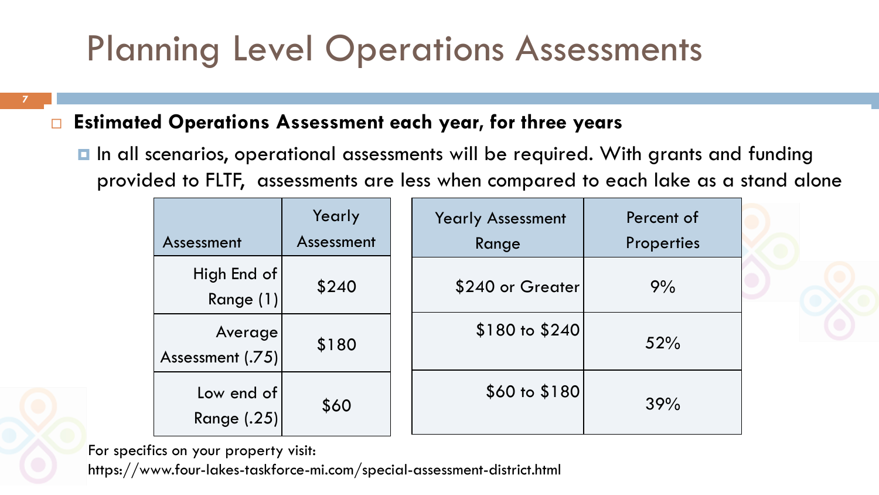# Planning Level Operations Assessments

- **Estimated Operations Assessment each year, for three years**
  - In all scenarios, operational assessments will be required. With grants and funding provided to FLTF, assessments are less when compared to each lake as a stand alone

| Assessment | Yearly Assessment |
|---|---|
| High End of Range (1) | $240 |
| Average Assessment (.75) | $180 |
| Low end of Range (.25) | $60 |

| Yearly Assessment Range | Percent of Properties |
|---|---|
| $240 or Greater | 9% |
| $180 to $240 | 52% |
| $60 to $180 | 39% |

For specifics on your property visit:
https://www.four-lakes-taskforce-mi.com/special-assessment-district.html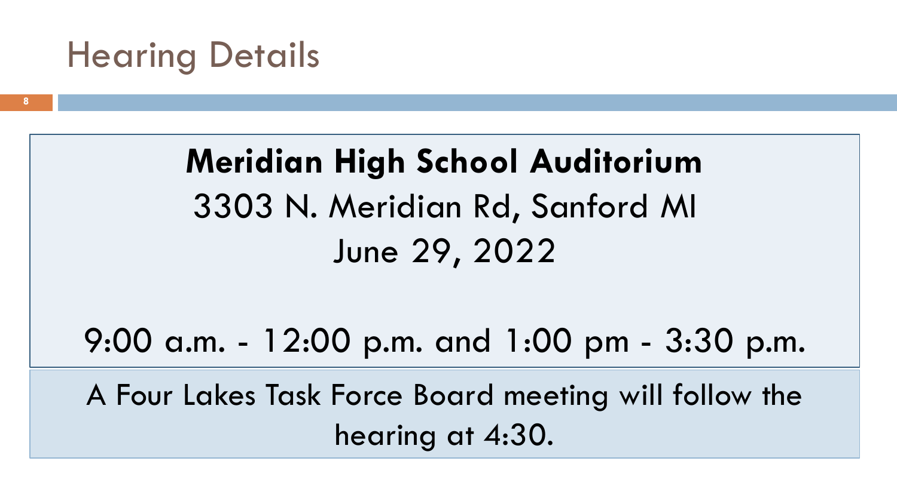# Hearing Details

**Meridian High School Auditorium**

3303 N. Meridian Rd, Sanford MI

June 29, 2022

9:00 a.m. - 12:00 p.m. and 1:00 pm - 3:30 p.m.

A Four Lakes Task Force Board meeting will follow the hearing at 4:30.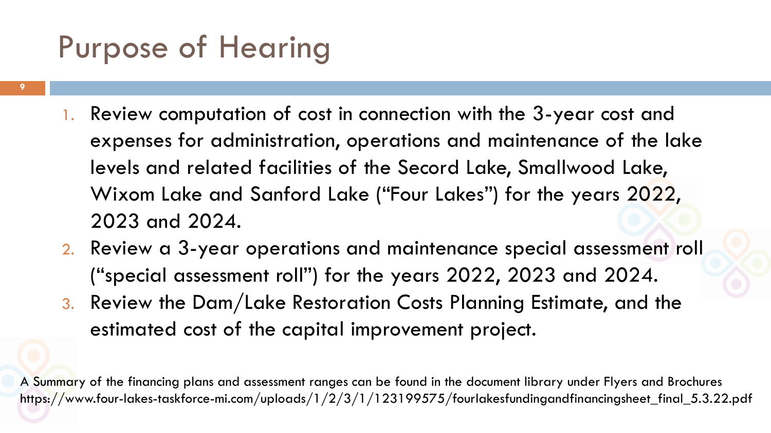# Purpose of Hearing

1. Review computation of cost in connection with the 3-year cost and expenses for administration, operations and maintenance of the lake levels and related facilities of the Secord Lake, Smallwood Lake, Wixom Lake and Sanford Lake ("Four Lakes") for the years 2022, 2023 and 2024.
2. Review a 3-year operations and maintenance special assessment roll ("special assessment roll") for the years 2022, 2023 and 2024.
3. Review the Dam/Lake Restoration Costs Planning Estimate, and the estimated cost of the capital improvement project.

A Summary of the financing plans and assessment ranges can be found in the document library under Flyers and Brochures https://www.four-lakes-taskforce-mi.com/uploads/1/2/3/1/123199575/fourlakesfundingandfinancingsheet_final_5.3.22.pdf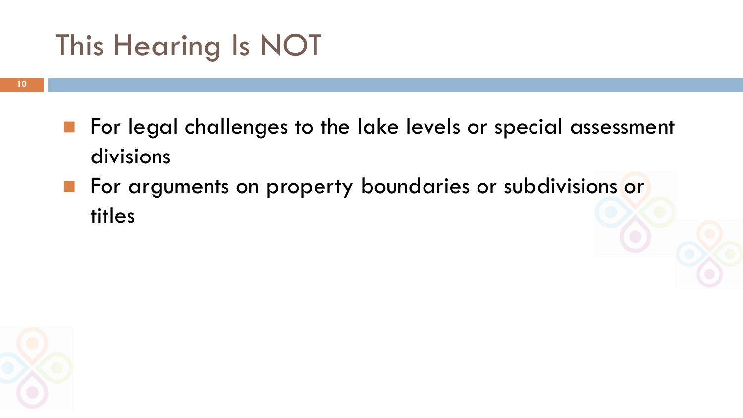# This Hearing Is NOT

- For legal challenges to the lake levels or special assessment divisions
- For arguments on property boundaries or subdivisions or titles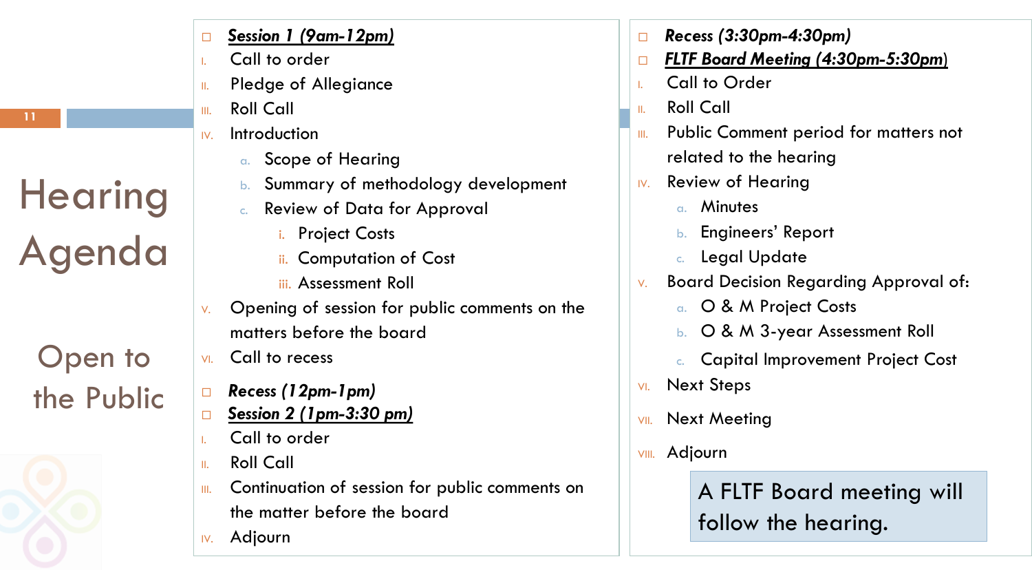# Hearing Agenda

## Open to the Public

- ***Session 1 (9am-12pm)***
  1. Call to order
  2. Pledge of Allegiance
  3. Roll Call
  4. Introduction
     - a. Scope of Hearing
     - b. Summary of methodology development
     - c. Review of Data for Approval
       - i. Project Costs
       - ii. Computation of Cost
       - iii. Assessment Roll
  5. Opening of session for public comments on the matters before the board
  6. Call to recess

- ***Recess (12pm-1pm)***
- ***Session 2 (1pm-3:30 pm)***
  1. Call to order
  2. Roll Call
  3. Continuation of session for public comments on the matter before the board
  4. Adjourn

- ***Recess (3:30pm-4:30pm)***
- ***FLTF Board Meeting (4:30pm-5:30pm)***
  1. Call to Order
  2. Roll Call
  3. Public Comment period for matters not related to the hearing
  4. Review of Hearing
     - a. Minutes
     - b. Engineers' Report
     - c. Legal Update
  5. Board Decision Regarding Approval of:
     - a. O & M Project Costs
     - b. O & M 3-year Assessment Roll
     - c. Capital Improvement Project Cost
  6. Next Steps
  7. Next Meeting
  8. Adjourn

A FLTF Board meeting will follow the hearing.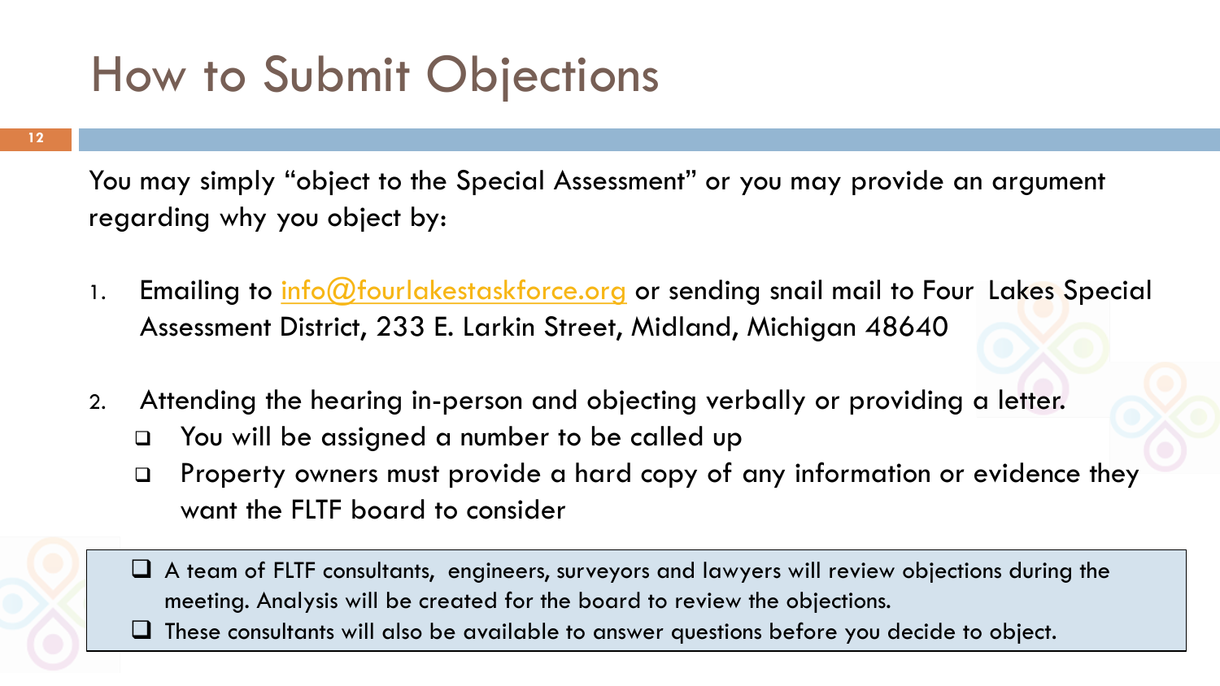# How to Submit Objections

You may simply "object to the Special Assessment" or you may provide an argument regarding why you object by:

1. Emailing to info@fourlakestaskforce.org or sending snail mail to Four Lakes Special Assessment District, 233 E. Larkin Street, Midland, Michigan 48640
2. Attending the hearing in-person and objecting verbally or providing a letter.
   - You will be assigned a number to be called up
   - Property owners must provide a hard copy of any information or evidence they want the FLTF board to consider

- A team of FLTF consultants, engineers, surveyors and lawyers will review objections during the meeting. Analysis will be created for the board to review the objections.
- These consultants will also be available to answer questions before you decide to object.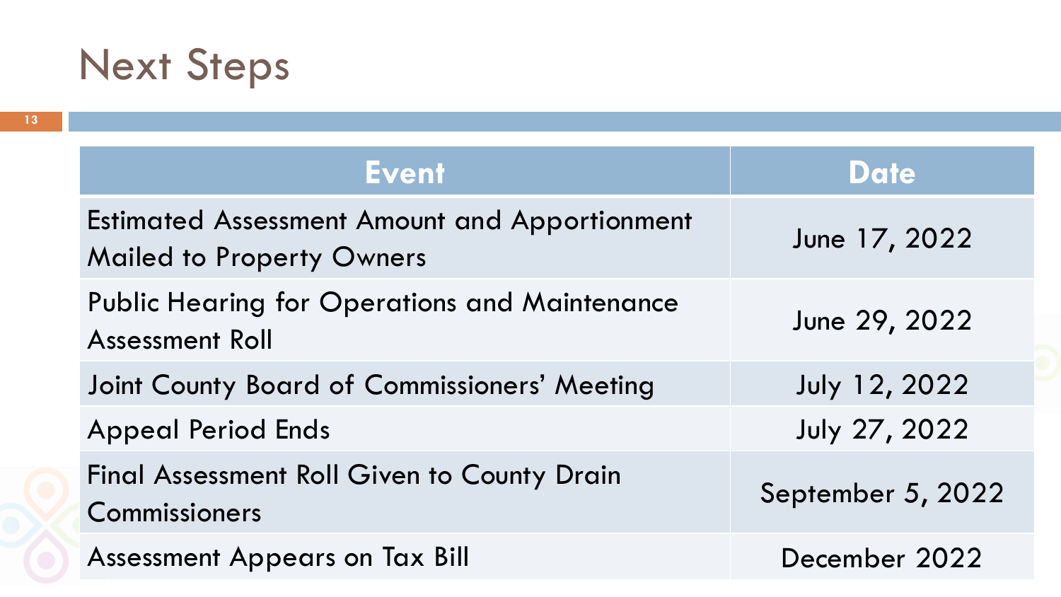# Next Steps

| Event | Date |
| --- | --- |
| Estimated Assessment Amount and Apportionment Mailed to Property Owners | June 17, 2022 |
| Public Hearing for Operations and Maintenance Assessment Roll | June 29, 2022 |
| Joint County Board of Commissioners' Meeting | July 12, 2022 |
| Appeal Period Ends | July 27, 2022 |
| Final Assessment Roll Given to County Drain Commissioners | September 5, 2022 |
| Assessment Appears on Tax Bill | December 2022 |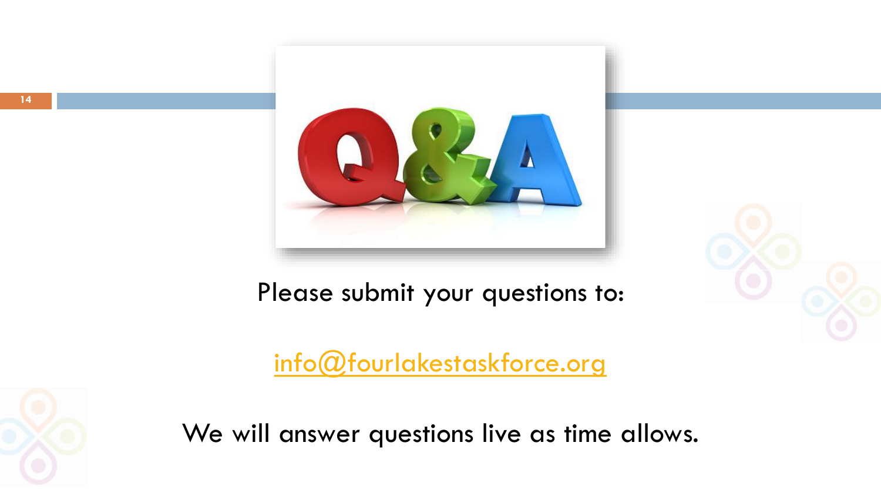Please submit your questions to:

info@fourlakestaskforce.org

We will answer questions live as time allows.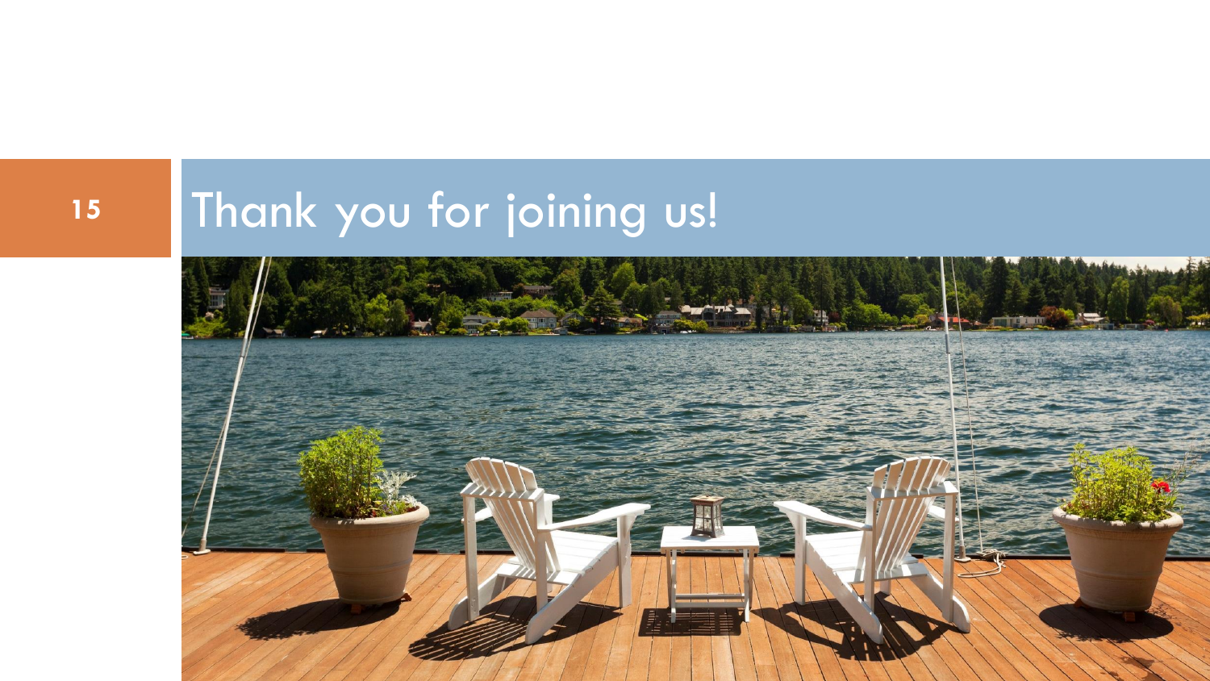# Thank you for joining us!